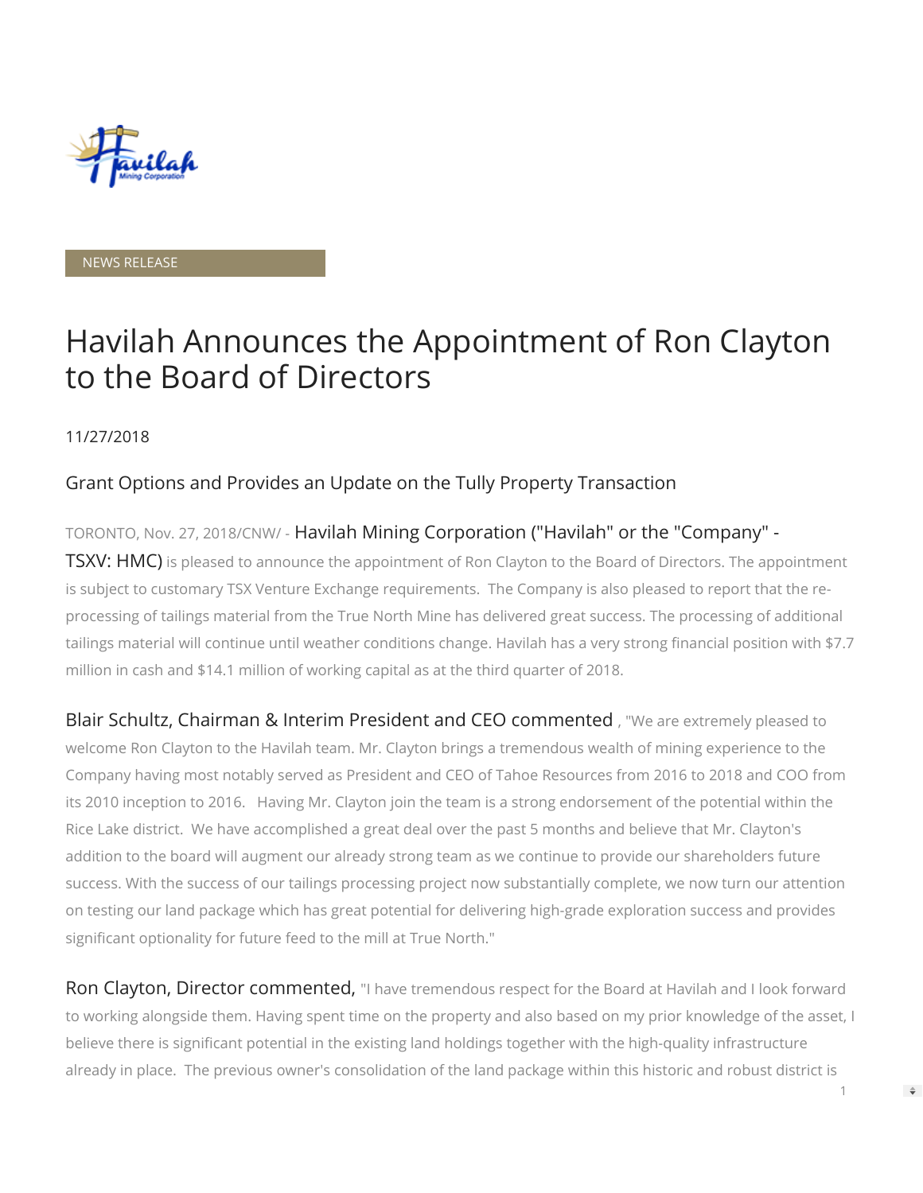NEWS RELEASE

# Havilah Announces the Appointment of Ron Clayton to the Board of Directors

11/27/2018

## Grant Options and Provides an Update on the Tully Property Transaction

TORONTO, Nov. 27, 2018/CNW/ - Havilah Mining Corporation ("Havilah" or the "Company" - TSXV: HMC) is pleased to announce the appointment of Ron Clayton to the Board of Directors. The appointment is subject to customary TSX Venture Exchange requirements. The Company is also pleased to report that the re-processing of tailings material from the True North Mine has delivered great success. The processing of additional tailings material will continue until weather conditions change. Havilah has a very strong financial position with $7.7 million in cash and $14.1 million of working capital as at the third quarter of 2018.

Blair Schultz, Chairman & Interim President and CEO commented, "We are extremely pleased to welcome Ron Clayton to the Havilah team. Mr. Clayton brings a tremendous wealth of mining experience to the Company having most notably served as President and CEO of Tahoe Resources from 2016 to 2018 and COO from its 2010 inception to 2016. Having Mr. Clayton join the team is a strong endorsement of the potential within the Rice Lake district. We have accomplished a great deal over the past 5 months and believe that Mr. Clayton's addition to the board will augment our already strong team as we continue to provide our shareholders future success. With the success of our tailings processing project now substantially complete, we now turn our attention on testing our land package which has great potential for delivering high-grade exploration success and provides significant optionality for future feed to the mill at True North."

Ron Clayton, Director commented, "I have tremendous respect for the Board at Havilah and I look forward to working alongside them. Having spent time on the property and also based on my prior knowledge of the asset, I believe there is significant potential in the existing land holdings together with the high-quality infrastructure already in place. The previous owner's consolidation of the land package within this historic and robust district is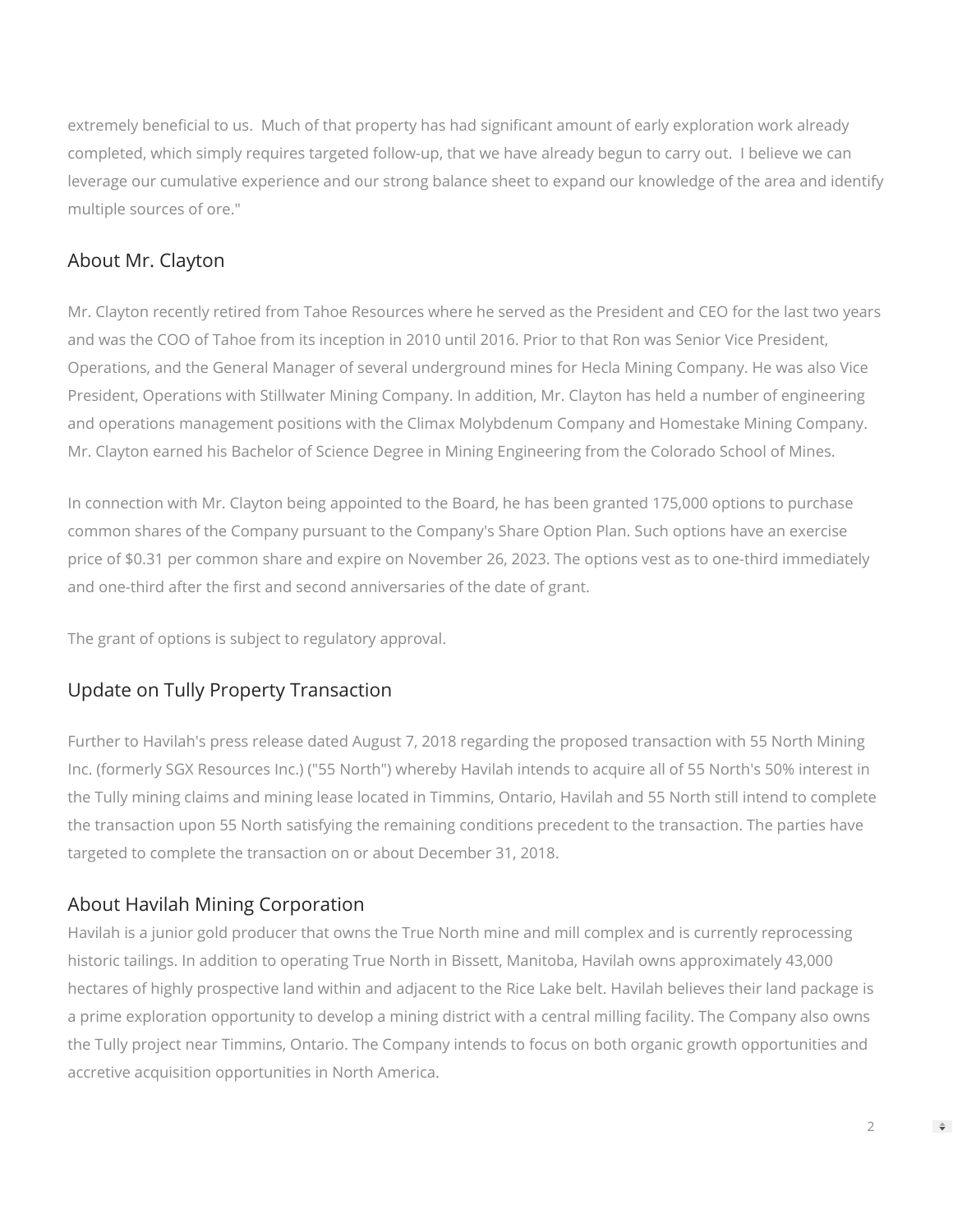extremely beneficial to us.  Much of that property has had significant amount of early exploration work already completed, which simply requires targeted follow-up, that we have already begun to carry out.  I believe we can leverage our cumulative experience and our strong balance sheet to expand our knowledge of the area and identify multiple sources of ore."

## About Mr. Clayton

Mr. Clayton recently retired from Tahoe Resources where he served as the President and CEO for the last two years and was the COO of Tahoe from its inception in 2010 until 2016. Prior to that Ron was Senior Vice President, Operations, and the General Manager of several underground mines for Hecla Mining Company. He was also Vice President, Operations with Stillwater Mining Company. In addition, Mr. Clayton has held a number of engineering and operations management positions with the Climax Molybdenum Company and Homestake Mining Company. Mr. Clayton earned his Bachelor of Science Degree in Mining Engineering from the Colorado School of Mines.

In connection with Mr. Clayton being appointed to the Board, he has been granted 175,000 options to purchase common shares of the Company pursuant to the Company's Share Option Plan. Such options have an exercise price of $0.31 per common share and expire on November 26, 2023. The options vest as to one-third immediately and one-third after the first and second anniversaries of the date of grant.

The grant of options is subject to regulatory approval.

## Update on Tully Property Transaction

Further to Havilah's press release dated August 7, 2018 regarding the proposed transaction with 55 North Mining Inc. (formerly SGX Resources Inc.) ("55 North") whereby Havilah intends to acquire all of 55 North's 50% interest in the Tully mining claims and mining lease located in Timmins, Ontario, Havilah and 55 North still intend to complete the transaction upon 55 North satisfying the remaining conditions precedent to the transaction. The parties have targeted to complete the transaction on or about December 31, 2018.

## About Havilah Mining Corporation

Havilah is a junior gold producer that owns the True North mine and mill complex and is currently reprocessing historic tailings. In addition to operating True North in Bissett, Manitoba, Havilah owns approximately 43,000 hectares of highly prospective land within and adjacent to the Rice Lake belt. Havilah believes their land package is a prime exploration opportunity to develop a mining district with a central milling facility. The Company also owns the Tully project near Timmins, Ontario. The Company intends to focus on both organic growth opportunities and accretive acquisition opportunities in North America.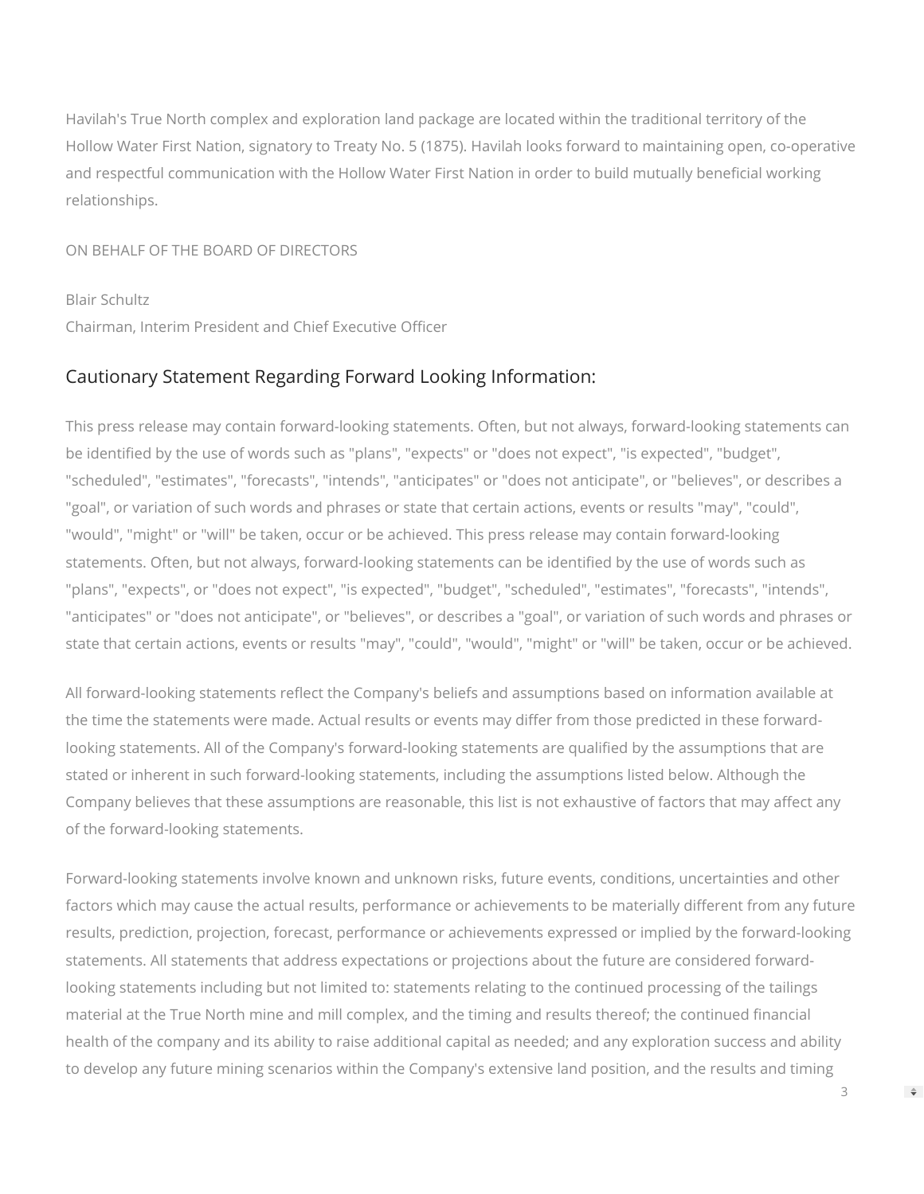Havilah's True North complex and exploration land package are located within the traditional territory of the Hollow Water First Nation, signatory to Treaty No. 5 (1875). Havilah looks forward to maintaining open, co-operative and respectful communication with the Hollow Water First Nation in order to build mutually beneficial working relationships.

ON BEHALF OF THE BOARD OF DIRECTORS

Blair Schultz
Chairman, Interim President and Chief Executive Officer

## Cautionary Statement Regarding Forward Looking Information:

This press release may contain forward-looking statements. Often, but not always, forward-looking statements can be identified by the use of words such as "plans", "expects" or "does not expect", "is expected", "budget", "scheduled", "estimates", "forecasts", "intends", "anticipates" or "does not anticipate", or "believes", or describes a "goal", or variation of such words and phrases or state that certain actions, events or results "may", "could", "would", "might" or "will" be taken, occur or be achieved. This press release may contain forward-looking statements. Often, but not always, forward-looking statements can be identified by the use of words such as "plans", "expects", or "does not expect", "is expected", "budget", "scheduled", "estimates", "forecasts", "intends", "anticipates" or "does not anticipate", or "believes", or describes a "goal", or variation of such words and phrases or state that certain actions, events or results "may", "could", "would", "might" or "will" be taken, occur or be achieved.

All forward-looking statements reflect the Company's beliefs and assumptions based on information available at the time the statements were made. Actual results or events may differ from those predicted in these forward-looking statements. All of the Company's forward-looking statements are qualified by the assumptions that are stated or inherent in such forward-looking statements, including the assumptions listed below. Although the Company believes that these assumptions are reasonable, this list is not exhaustive of factors that may affect any of the forward-looking statements.

Forward-looking statements involve known and unknown risks, future events, conditions, uncertainties and other factors which may cause the actual results, performance or achievements to be materially different from any future results, prediction, projection, forecast, performance or achievements expressed or implied by the forward-looking statements. All statements that address expectations or projections about the future are considered forward-looking statements including but not limited to: statements relating to the continued processing of the tailings material at the True North mine and mill complex, and the timing and results thereof; the continued financial health of the company and its ability to raise additional capital as needed; and any exploration success and ability to develop any future mining scenarios within the Company's extensive land position, and the results and timing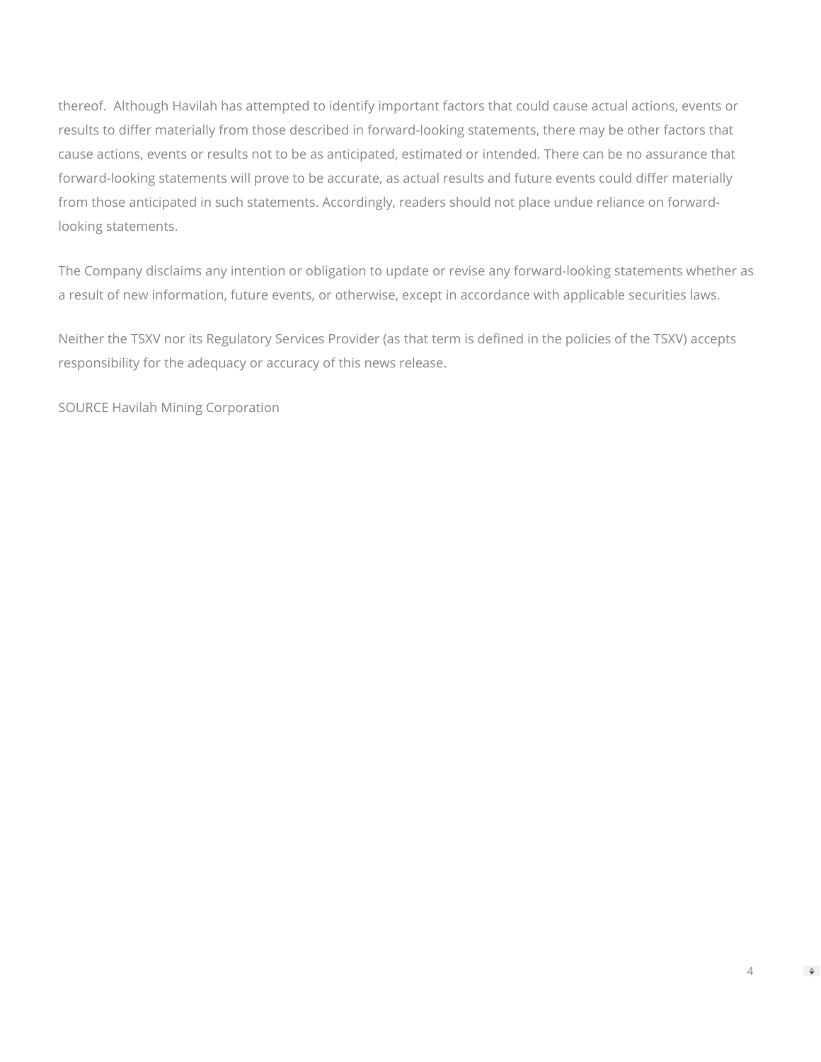thereof. Although Havilah has attempted to identify important factors that could cause actual actions, events or results to differ materially from those described in forward-looking statements, there may be other factors that cause actions, events or results not to be as anticipated, estimated or intended. There can be no assurance that forward-looking statements will prove to be accurate, as actual results and future events could differ materially from those anticipated in such statements. Accordingly, readers should not place undue reliance on forward-looking statements.

The Company disclaims any intention or obligation to update or revise any forward-looking statements whether as a result of new information, future events, or otherwise, except in accordance with applicable securities laws.

Neither the TSXV nor its Regulatory Services Provider (as that term is defined in the policies of the TSXV) accepts responsibility for the adequacy or accuracy of this news release.

SOURCE Havilah Mining Corporation